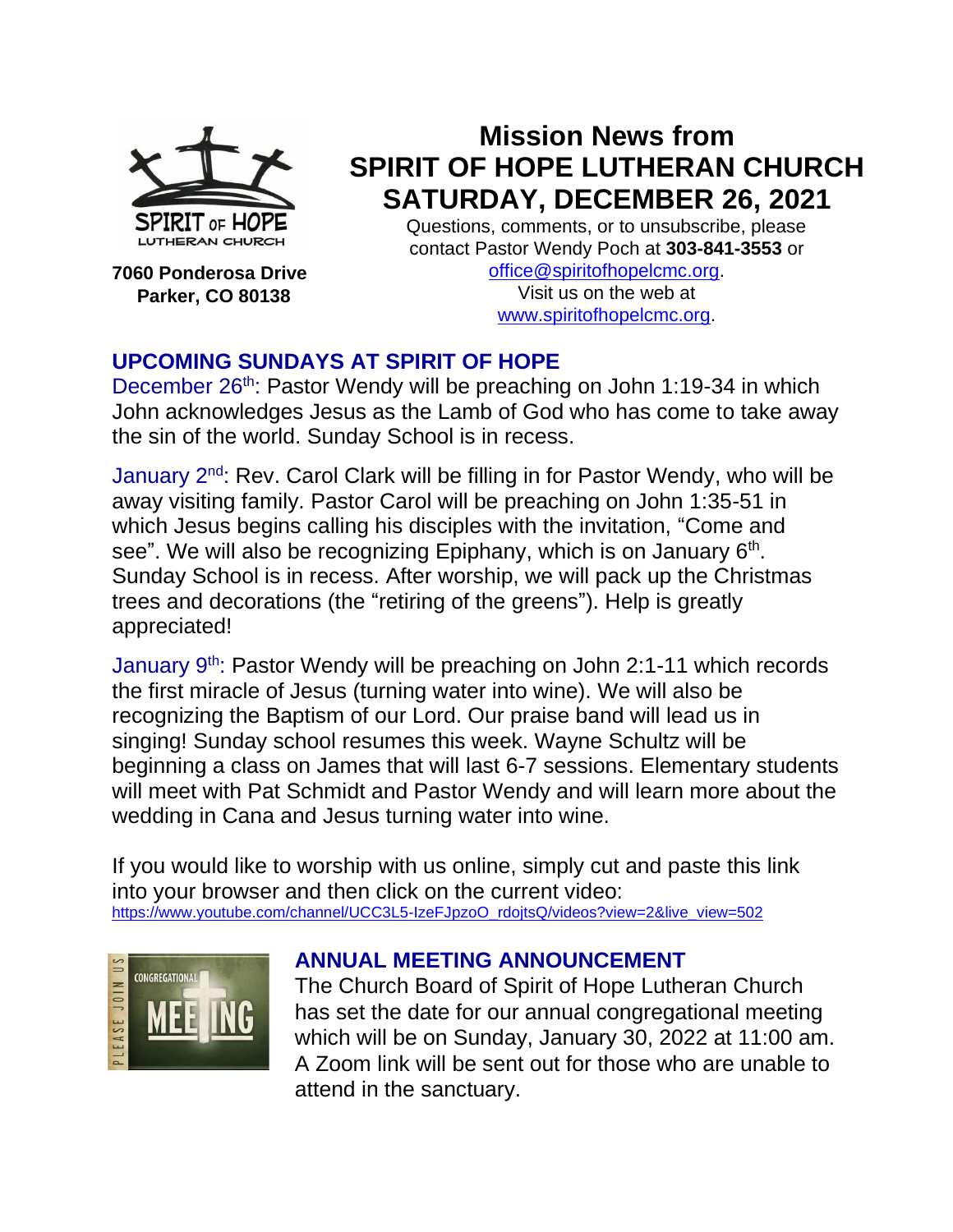# Mission News from SPIRIT OF HOPE LUTHERAN CHURCH SATURDAY, DECEMBER 26, 2021

**7060 Ponderosa Drive**
**Parker, CO 80138**

Questions, comments, or to unsubscribe, please contact Pastor Wendy Poch at **303-841-3553** or office@spiritofhopelcmc.org.
Visit us on the web at www.spiritofhopelcmc.org.

## UPCOMING SUNDAYS AT SPIRIT OF HOPE

December 26th: Pastor Wendy will be preaching on John 1:19-34 in which John acknowledges Jesus as the Lamb of God who has come to take away the sin of the world. Sunday School is in recess.

January 2nd: Rev. Carol Clark will be filling in for Pastor Wendy, who will be away visiting family. Pastor Carol will be preaching on John 1:35-51 in which Jesus begins calling his disciples with the invitation, "Come and see". We will also be recognizing Epiphany, which is on January 6th. Sunday School is in recess. After worship, we will pack up the Christmas trees and decorations (the "retiring of the greens"). Help is greatly appreciated!

January 9th: Pastor Wendy will be preaching on John 2:1-11 which records the first miracle of Jesus (turning water into wine). We will also be recognizing the Baptism of our Lord. Our praise band will lead us in singing! Sunday school resumes this week. Wayne Schultz will be beginning a class on James that will last 6-7 sessions. Elementary students will meet with Pat Schmidt and Pastor Wendy and will learn more about the wedding in Cana and Jesus turning water into wine.

If you would like to worship with us online, simply cut and paste this link into your browser and then click on the current video:
https://www.youtube.com/channel/UCC3L5-IzeFJpzoO_rdojtsQ/videos?view=2&live_view=502

## ANNUAL MEETING ANNOUNCEMENT

The Church Board of Spirit of Hope Lutheran Church has set the date for our annual congregational meeting which will be on Sunday, January 30, 2022 at 11:00 am. A Zoom link will be sent out for those who are unable to attend in the sanctuary.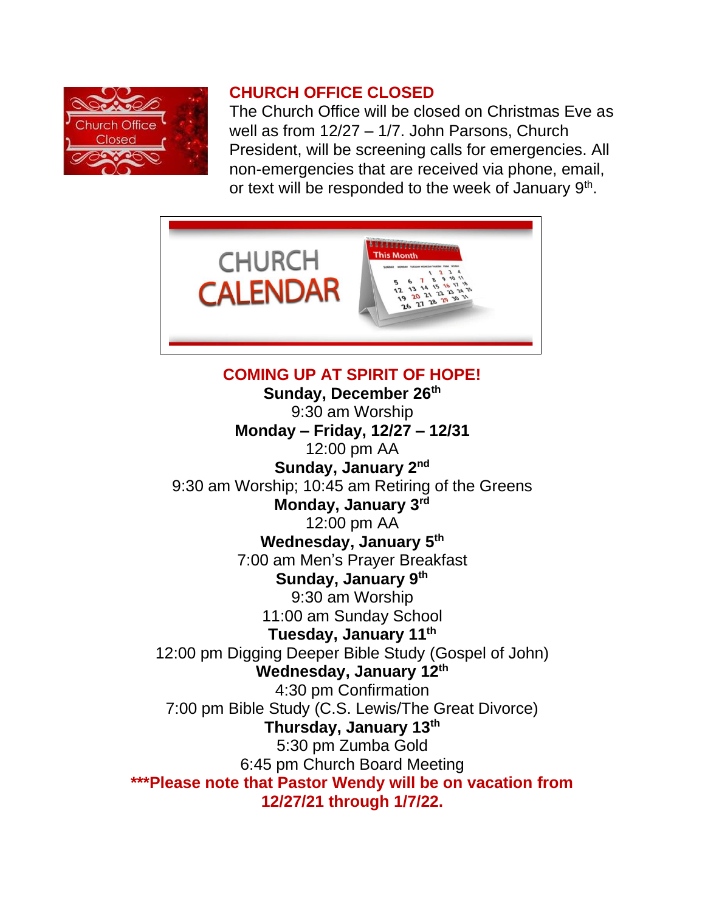## CHURCH OFFICE CLOSED

The Church Office will be closed on Christmas Eve as well as from 12/27 – 1/7. John Parsons, Church President, will be screening calls for emergencies. All non-emergencies that are received via phone, email, or text will be responded to the week of January 9th.

# CHURCH CALENDAR

## COMING UP AT SPIRIT OF HOPE!

**Sunday, December 26th**
9:30 am Worship

**Monday – Friday, 12/27 – 12/31**
12:00 pm AA

**Sunday, January 2nd**
9:30 am Worship; 10:45 am Retiring of the Greens

**Monday, January 3rd**
12:00 pm AA

**Wednesday, January 5th**
7:00 am Men's Prayer Breakfast

**Sunday, January 9th**
9:30 am Worship
11:00 am Sunday School

**Tuesday, January 11th**
12:00 pm Digging Deeper Bible Study (Gospel of John)

**Wednesday, January 12th**
4:30 pm Confirmation
7:00 pm Bible Study (C.S. Lewis/The Great Divorce)

**Thursday, January 13th**
5:30 pm Zumba Gold
6:45 pm Church Board Meeting

**\*\*\*Please note that Pastor Wendy will be on vacation from 12/27/21 through 1/7/22.**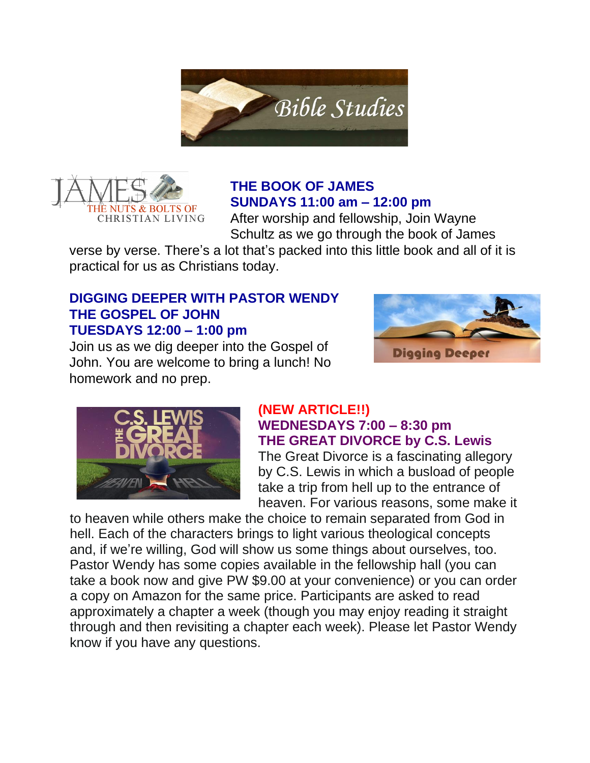# Bible Studies

## THE BOOK OF JAMES
## SUNDAYS 11:00 am – 12:00 pm

After worship and fellowship, Join Wayne Schultz as we go through the book of James verse by verse. There's a lot that's packed into this little book and all of it is practical for us as Christians today.

## DIGGING DEEPER WITH PASTOR WENDY
## THE GOSPEL OF JOHN
## TUESDAYS 12:00 – 1:00 pm

Join us as we dig deeper into the Gospel of John. You are welcome to bring a lunch! No homework and no prep.

## (NEW ARTICLE!!)
## WEDNESDAYS 7:00 – 8:30 pm
## THE GREAT DIVORCE by C.S. Lewis

The Great Divorce is a fascinating allegory by C.S. Lewis in which a busload of people take a trip from hell up to the entrance of heaven. For various reasons, some make it to heaven while others make the choice to remain separated from God in hell. Each of the characters brings to light various theological concepts and, if we're willing, God will show us some things about ourselves, too. Pastor Wendy has some copies available in the fellowship hall (you can take a book now and give PW $9.00 at your convenience) or you can order a copy on Amazon for the same price. Participants are asked to read approximately a chapter a week (though you may enjoy reading it straight through and then revisiting a chapter each week). Please let Pastor Wendy know if you have any questions.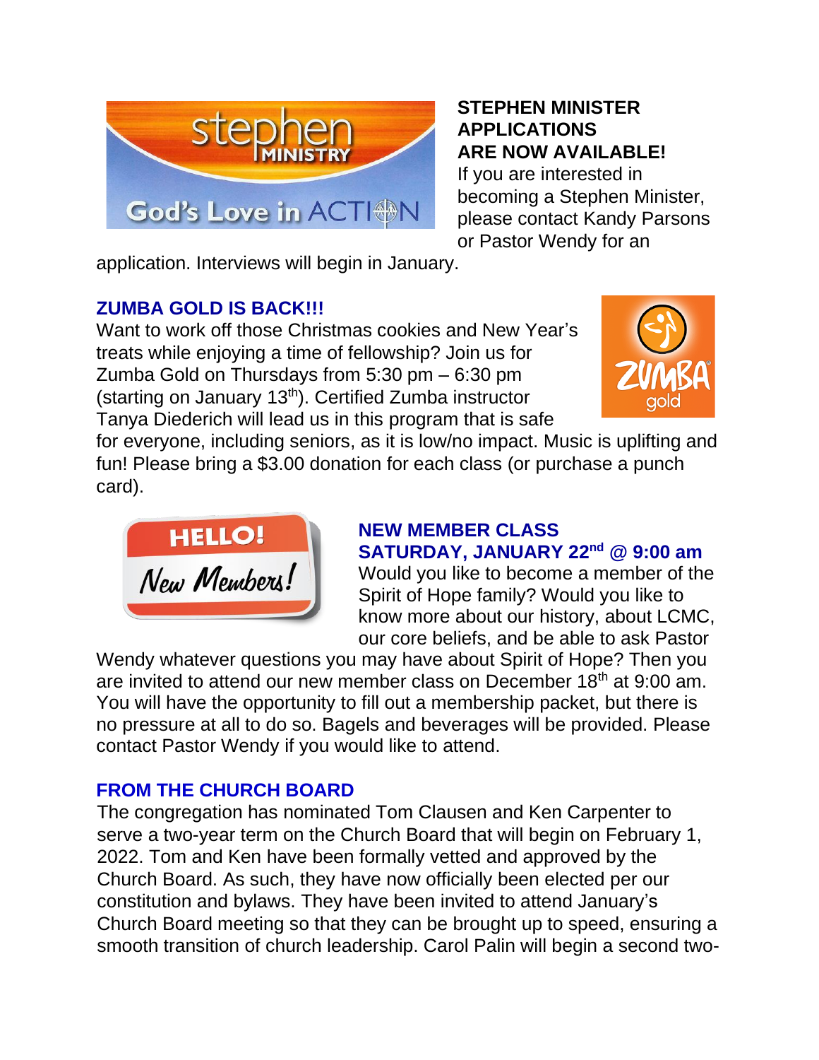**STEPHEN MINISTER APPLICATIONS ARE NOW AVAILABLE!**

If you are interested in becoming a Stephen Minister, please contact Kandy Parsons or Pastor Wendy for an application. Interviews will begin in January.

## ZUMBA GOLD IS BACK!!!

Want to work off those Christmas cookies and New Year's treats while enjoying a time of fellowship? Join us for Zumba Gold on Thursdays from 5:30 pm – 6:30 pm (starting on January 13th). Certified Zumba instructor Tanya Diederich will lead us in this program that is safe for everyone, including seniors, as it is low/no impact. Music is uplifting and fun! Please bring a $3.00 donation for each class (or purchase a punch card).

## NEW MEMBER CLASS SATURDAY, JANUARY 22nd @ 9:00 am

Would you like to become a member of the Spirit of Hope family? Would you like to know more about our history, about LCMC, our core beliefs, and be able to ask Pastor Wendy whatever questions you may have about Spirit of Hope? Then you are invited to attend our new member class on December 18th at 9:00 am. You will have the opportunity to fill out a membership packet, but there is no pressure at all to do so. Bagels and beverages will be provided. Please contact Pastor Wendy if you would like to attend.

## FROM THE CHURCH BOARD

The congregation has nominated Tom Clausen and Ken Carpenter to serve a two-year term on the Church Board that will begin on February 1, 2022. Tom and Ken have been formally vetted and approved by the Church Board. As such, they have now officially been elected per our constitution and bylaws. They have been invited to attend January's Church Board meeting so that they can be brought up to speed, ensuring a smooth transition of church leadership. Carol Palin will begin a second two-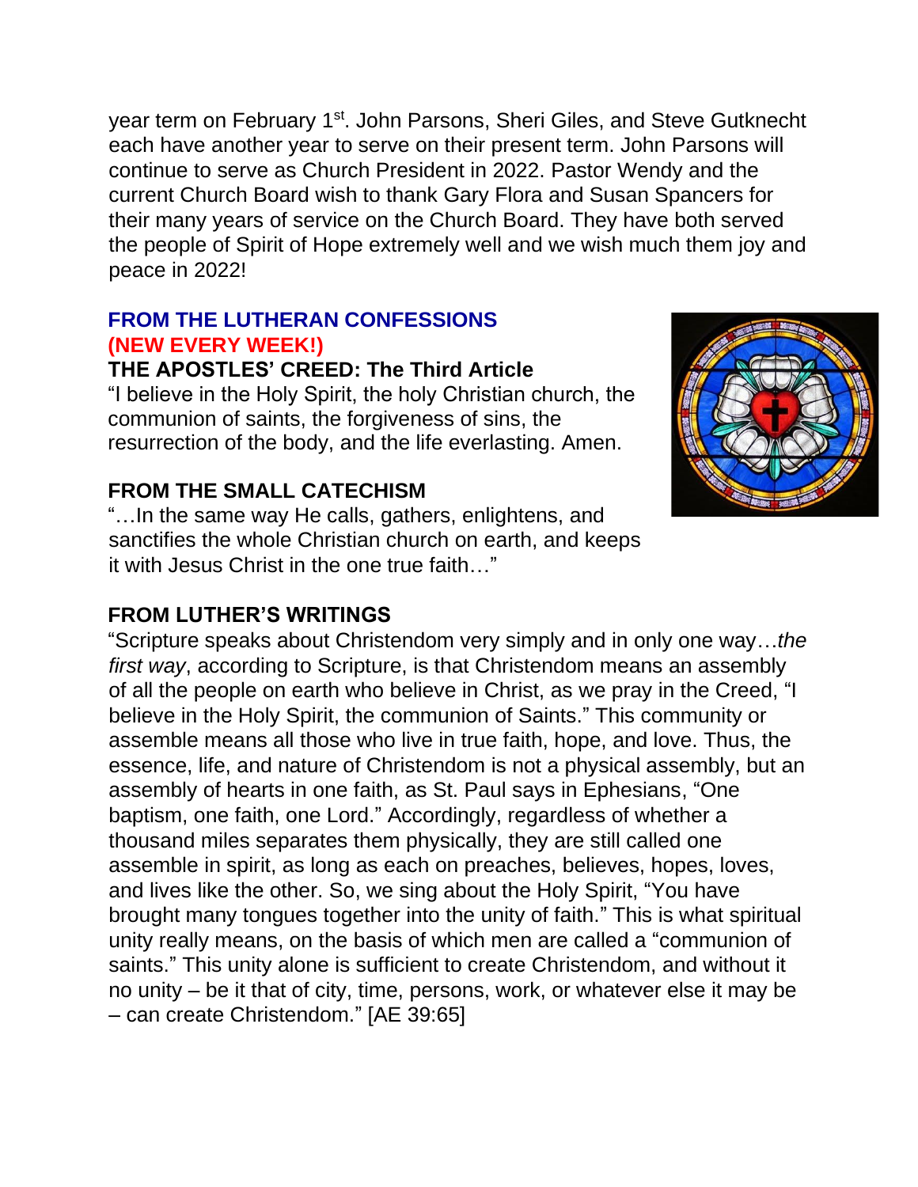year term on February 1st. John Parsons, Sheri Giles, and Steve Gutknecht each have another year to serve on their present term. John Parsons will continue to serve as Church President in 2022. Pastor Wendy and the current Church Board wish to thank Gary Flora and Susan Spancers for their many years of service on the Church Board. They have both served the people of Spirit of Hope extremely well and we wish much them joy and peace in 2022!

## FROM THE LUTHERAN CONFESSIONS
## (NEW EVERY WEEK!)

### THE APOSTLES' CREED: The Third Article

"I believe in the Holy Spirit, the holy Christian church, the communion of saints, the forgiveness of sins, the resurrection of the body, and the life everlasting. Amen.

### FROM THE SMALL CATECHISM

"…In the same way He calls, gathers, enlightens, and sanctifies the whole Christian church on earth, and keeps it with Jesus Christ in the one true faith…"

### FROM LUTHER'S WRITINGS

"Scripture speaks about Christendom very simply and in only one way…*the first way*, according to Scripture, is that Christendom means an assembly of all the people on earth who believe in Christ, as we pray in the Creed, "I believe in the Holy Spirit, the communion of Saints." This community or assemble means all those who live in true faith, hope, and love. Thus, the essence, life, and nature of Christendom is not a physical assembly, but an assembly of hearts in one faith, as St. Paul says in Ephesians, "One baptism, one faith, one Lord." Accordingly, regardless of whether a thousand miles separates them physically, they are still called one assemble in spirit, as long as each on preaches, believes, hopes, loves, and lives like the other. So, we sing about the Holy Spirit, "You have brought many tongues together into the unity of faith." This is what spiritual unity really means, on the basis of which men are called a "communion of saints." This unity alone is sufficient to create Christendom, and without it no unity – be it that of city, time, persons, work, or whatever else it may be – can create Christendom." [AE 39:65]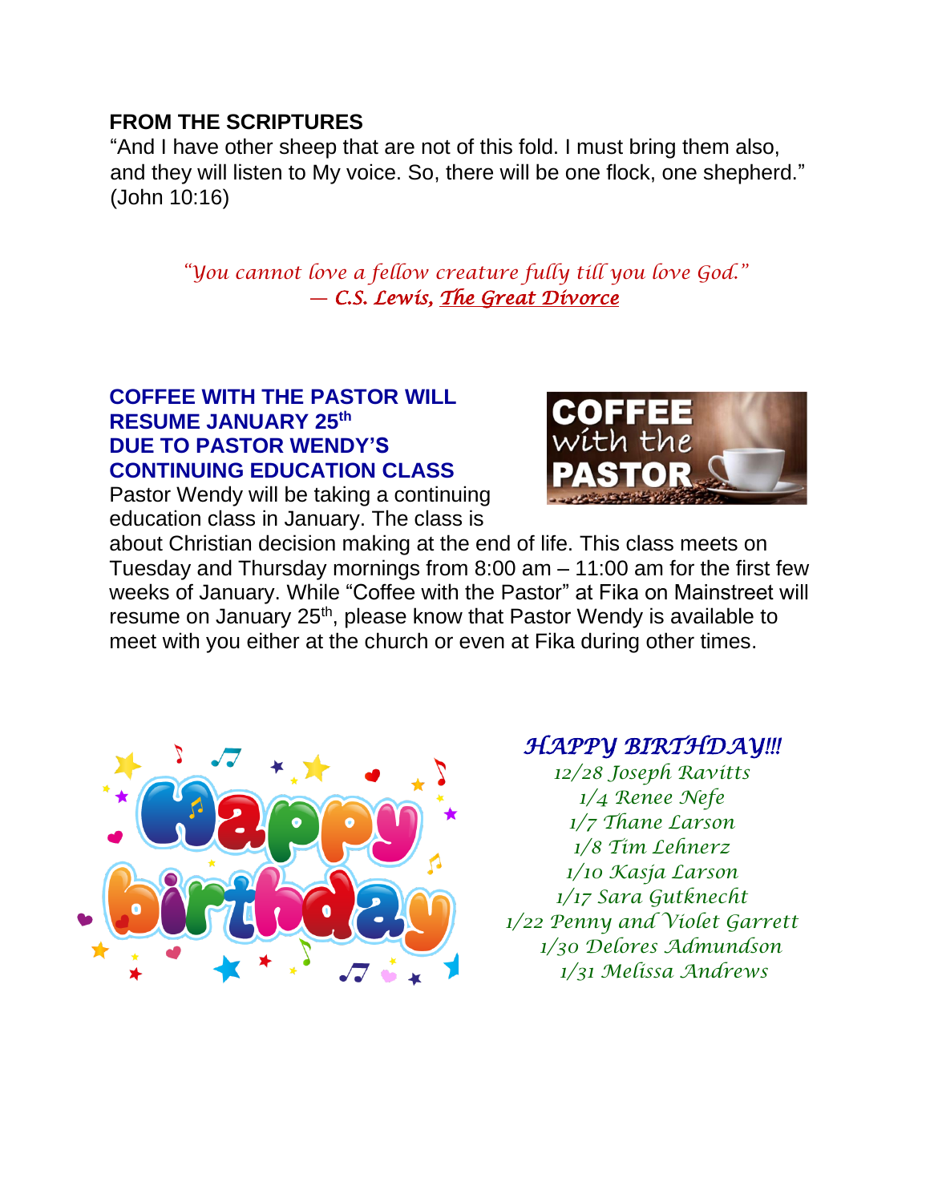**FROM THE SCRIPTURES**

"And I have other sheep that are not of this fold. I must bring them also, and they will listen to My voice. So, there will be one flock, one shepherd." (John 10:16)

*"You cannot love a fellow creature fully till you love God."*
***— C.S. Lewis, The Great Divorce***

**COFFEE WITH THE PASTOR WILL RESUME JANUARY 25th DUE TO PASTOR WENDY'S CONTINUING EDUCATION CLASS**

Pastor Wendy will be taking a continuing education class in January. The class is about Christian decision making at the end of life. This class meets on Tuesday and Thursday mornings from 8:00 am – 11:00 am for the first few weeks of January. While "Coffee with the Pastor" at Fika on Mainstreet will resume on January 25th, please know that Pastor Wendy is available to meet with you either at the church or even at Fika during other times.

***HAPPY BIRTHDAY!!!***

*12/28 Joseph Ravitts*
*1/4 Renee Nefe*
*1/7 Thane Larson*
*1/8 Tim Lehnerz*
*1/10 Kasja Larson*
*1/17 Sara Gutknecht*
*1/22 Penny and Violet Garrett*
*1/30 Delores Admundson*
*1/31 Melissa Andrews*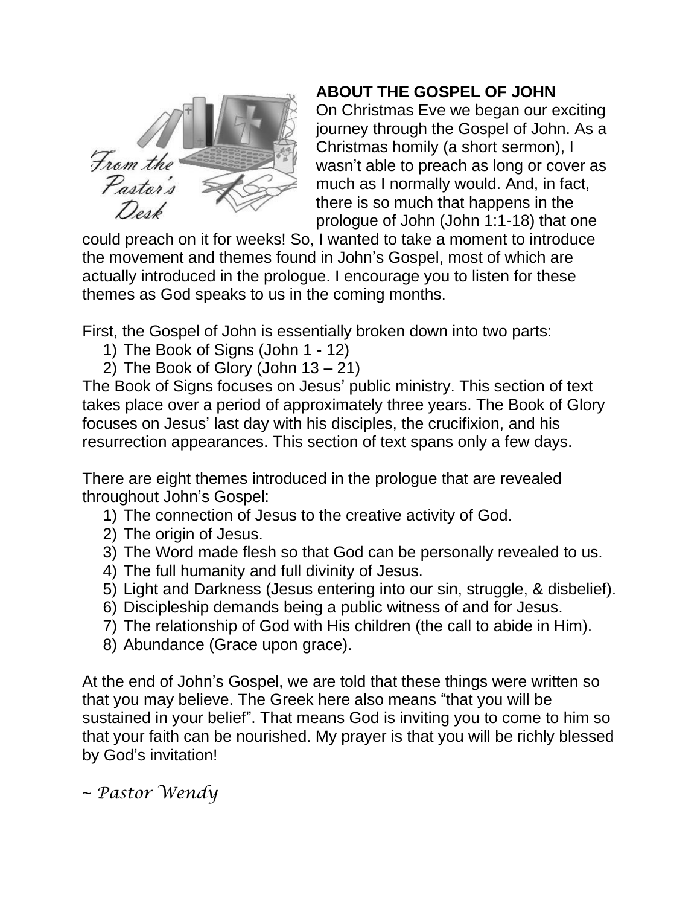## ABOUT THE GOSPEL OF JOHN

On Christmas Eve we began our exciting journey through the Gospel of John. As a Christmas homily (a short sermon), I wasn't able to preach as long or cover as much as I normally would. And, in fact, there is so much that happens in the prologue of John (John 1:1-18) that one could preach on it for weeks! So, I wanted to take a moment to introduce the movement and themes found in John's Gospel, most of which are actually introduced in the prologue. I encourage you to listen for these themes as God speaks to us in the coming months.

First, the Gospel of John is essentially broken down into two parts:

1) The Book of Signs (John 1 - 12)
2) The Book of Glory (John 13 – 21)

The Book of Signs focuses on Jesus' public ministry. This section of text takes place over a period of approximately three years. The Book of Glory focuses on Jesus' last day with his disciples, the crucifixion, and his resurrection appearances. This section of text spans only a few days.

There are eight themes introduced in the prologue that are revealed throughout John's Gospel:

1) The connection of Jesus to the creative activity of God.
2) The origin of Jesus.
3) The Word made flesh so that God can be personally revealed to us.
4) The full humanity and full divinity of Jesus.
5) Light and Darkness (Jesus entering into our sin, struggle, & disbelief).
6) Discipleship demands being a public witness of and for Jesus.
7) The relationship of God with His children (the call to abide in Him).
8) Abundance (Grace upon grace).

At the end of John's Gospel, we are told that these things were written so that you may believe. The Greek here also means "that you will be sustained in your belief". That means God is inviting you to come to him so that your faith can be nourished. My prayer is that you will be richly blessed by God's invitation!

*~ Pastor Wendy*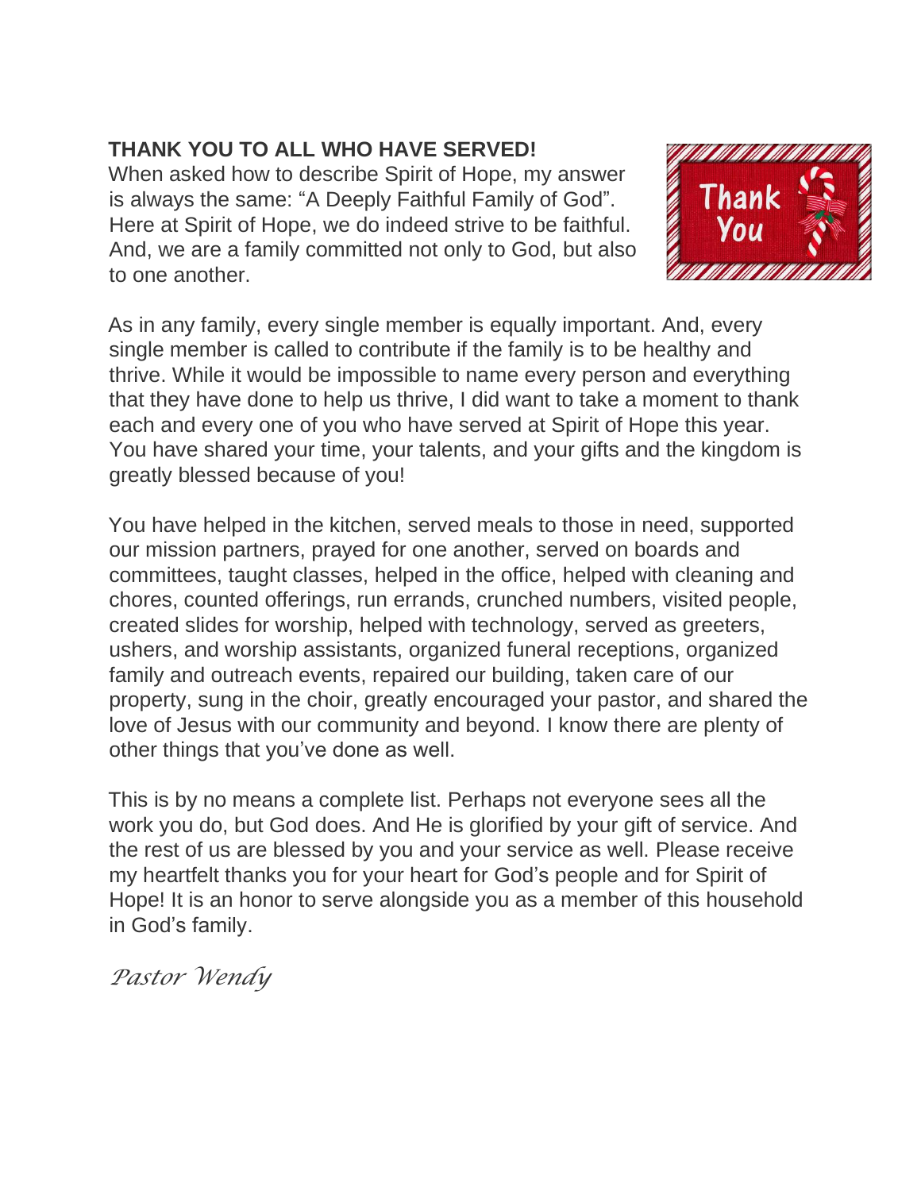**THANK YOU TO ALL WHO HAVE SERVED!**

When asked how to describe Spirit of Hope, my answer is always the same: "A Deeply Faithful Family of God". Here at Spirit of Hope, we do indeed strive to be faithful. And, we are a family committed not only to God, but also to one another.

As in any family, every single member is equally important. And, every single member is called to contribute if the family is to be healthy and thrive. While it would be impossible to name every person and everything that they have done to help us thrive, I did want to take a moment to thank each and every one of you who have served at Spirit of Hope this year. You have shared your time, your talents, and your gifts and the kingdom is greatly blessed because of you!

You have helped in the kitchen, served meals to those in need, supported our mission partners, prayed for one another, served on boards and committees, taught classes, helped in the office, helped with cleaning and chores, counted offerings, run errands, crunched numbers, visited people, created slides for worship, helped with technology, served as greeters, ushers, and worship assistants, organized funeral receptions, organized family and outreach events, repaired our building, taken care of our property, sung in the choir, greatly encouraged your pastor, and shared the love of Jesus with our community and beyond. I know there are plenty of other things that you've done as well.

This is by no means a complete list. Perhaps not everyone sees all the work you do, but God does. And He is glorified by your gift of service. And the rest of us are blessed by you and your service as well. Please receive my heartfelt thanks you for your heart for God's people and for Spirit of Hope! It is an honor to serve alongside you as a member of this household in God's family.

*Pastor Wendy*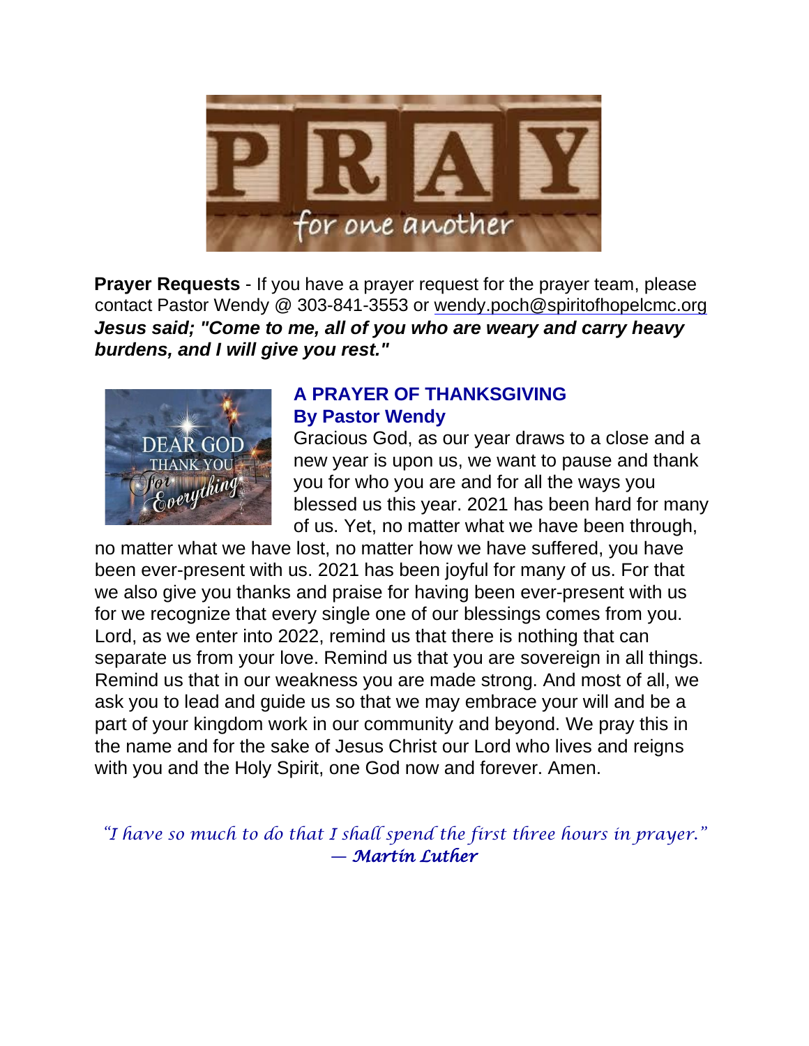**Prayer Requests** - If you have a prayer request for the prayer team, please contact Pastor Wendy @ 303-841-3553 or wendy.poch@spiritofhopelcmc.org

***Jesus said; "Come to me, all of you who are weary and carry heavy burdens, and I will give you rest."***

## A PRAYER OF THANKSGIVING
### By Pastor Wendy

Gracious God, as our year draws to a close and a new year is upon us, we want to pause and thank you for who you are and for all the ways you blessed us this year. 2021 has been hard for many of us. Yet, no matter what we have been through, no matter what we have lost, no matter how we have suffered, you have been ever-present with us. 2021 has been joyful for many of us. For that we also give you thanks and praise for having been ever-present with us for we recognize that every single one of our blessings comes from you. Lord, as we enter into 2022, remind us that there is nothing that can separate us from your love. Remind us that you are sovereign in all things. Remind us that in our weakness you are made strong. And most of all, we ask you to lead and guide us so that we may embrace your will and be a part of your kingdom work in our community and beyond. We pray this in the name and for the sake of Jesus Christ our Lord who lives and reigns with you and the Holy Spirit, one God now and forever. Amen.

*"I have so much to do that I shall spend the first three hours in prayer."*
***— Martin Luther***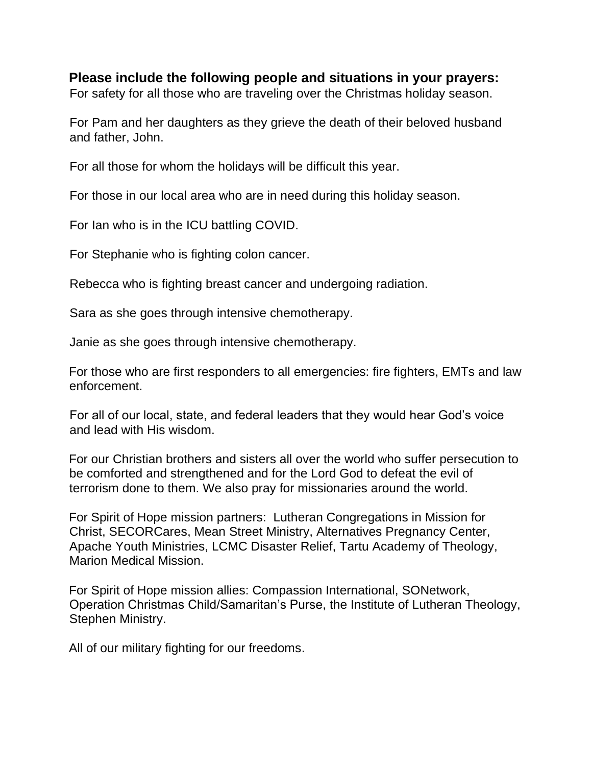**Please include the following people and situations in your prayers:**

For safety for all those who are traveling over the Christmas holiday season.

For Pam and her daughters as they grieve the death of their beloved husband and father, John.

For all those for whom the holidays will be difficult this year.

For those in our local area who are in need during this holiday season.

For Ian who is in the ICU battling COVID.

For Stephanie who is fighting colon cancer.

Rebecca who is fighting breast cancer and undergoing radiation.

Sara as she goes through intensive chemotherapy.

Janie as she goes through intensive chemotherapy.

For those who are first responders to all emergencies: fire fighters, EMTs and law enforcement.

For all of our local, state, and federal leaders that they would hear God's voice and lead with His wisdom.

For our Christian brothers and sisters all over the world who suffer persecution to be comforted and strengthened and for the Lord God to defeat the evil of terrorism done to them. We also pray for missionaries around the world.

For Spirit of Hope mission partners: Lutheran Congregations in Mission for Christ, SECORCares, Mean Street Ministry, Alternatives Pregnancy Center, Apache Youth Ministries, LCMC Disaster Relief, Tartu Academy of Theology, Marion Medical Mission.

For Spirit of Hope mission allies: Compassion International, SONetwork, Operation Christmas Child/Samaritan's Purse, the Institute of Lutheran Theology, Stephen Ministry.

All of our military fighting for our freedoms.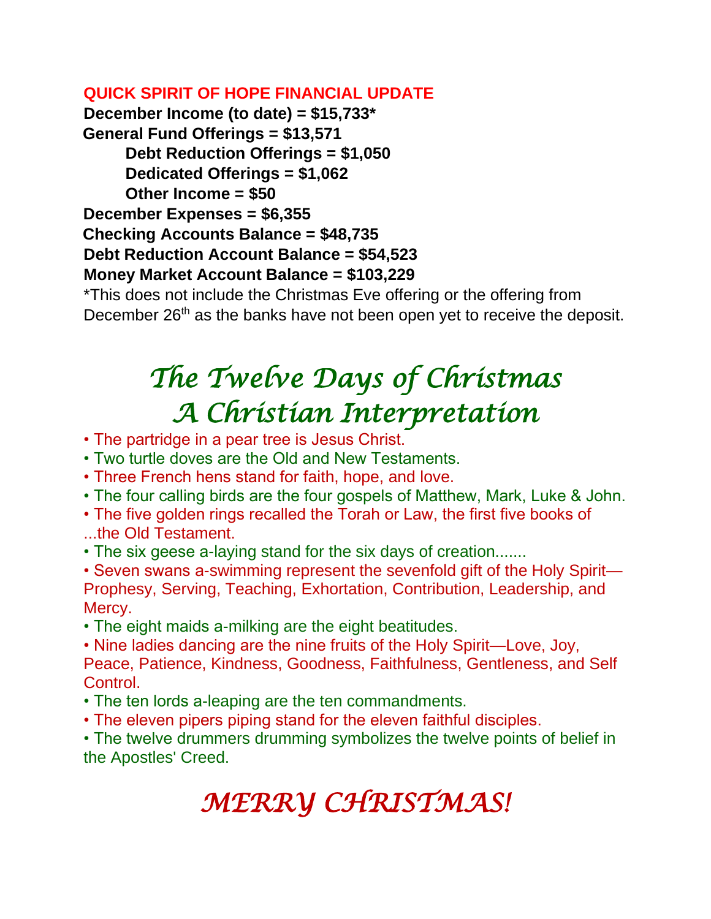## QUICK SPIRIT OF HOPE FINANCIAL UPDATE

**December Income (to date) = $15,733***

**General Fund Offerings = $13,571**

**Debt Reduction Offerings = $1,050**

**Dedicated Offerings = $1,062**

**Other Income = $50**

**December Expenses = $6,355**

**Checking Accounts Balance = $48,735**

**Debt Reduction Account Balance = $54,523**

**Money Market Account Balance = $103,229**

*This does not include the Christmas Eve offering or the offering from December 26th as the banks have not been open yet to receive the deposit.

# *The Twelve Days of Christmas*
# *A Christian Interpretation*

- The partridge in a pear tree is Jesus Christ.
- Two turtle doves are the Old and New Testaments.
- Three French hens stand for faith, hope, and love.
- The four calling birds are the four gospels of Matthew, Mark, Luke & John.
- The five golden rings recalled the Torah or Law, the first five books of ...the Old Testament.
- The six geese a-laying stand for the six days of creation.......
- Seven swans a-swimming represent the sevenfold gift of the Holy Spirit—Prophesy, Serving, Teaching, Exhortation, Contribution, Leadership, and Mercy.
- The eight maids a-milking are the eight beatitudes.
- Nine ladies dancing are the nine fruits of the Holy Spirit—Love, Joy, Peace, Patience, Kindness, Goodness, Faithfulness, Gentleness, and Self Control.
- The ten lords a-leaping are the ten commandments.
- The eleven pipers piping stand for the eleven faithful disciples.
- The twelve drummers drumming symbolizes the twelve points of belief in the Apostles' Creed.

# *MERRY CHRISTMAS!*